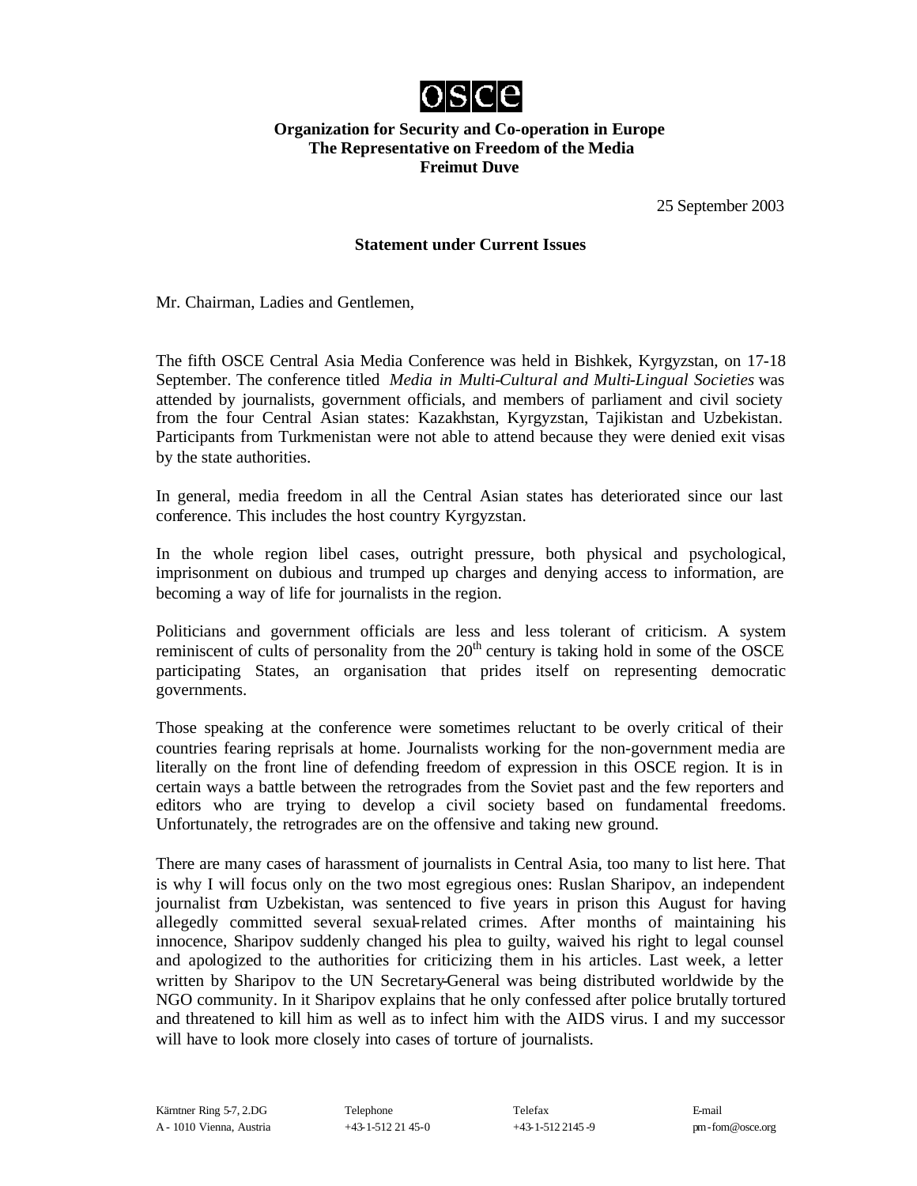**osce**

**Organization for Security and Co-operation in Europe**
**The Representative on Freedom of the Media**
**Freimut Duve**

25 September 2003

**Statement under Current Issues**

Mr. Chairman, Ladies and Gentlemen,

The fifth OSCE Central Asia Media Conference was held in Bishkek, Kyrgyzstan, on 17-18 September. The conference titled *Media in Multi-Cultural and Multi-Lingual Societies* was attended by journalists, government officials, and members of parliament and civil society from the four Central Asian states: Kazakhstan, Kyrgyzstan, Tajikistan and Uzbekistan. Participants from Turkmenistan were not able to attend because they were denied exit visas by the state authorities.

In general, media freedom in all the Central Asian states has deteriorated since our last conference. This includes the host country Kyrgyzstan.

In the whole region libel cases, outright pressure, both physical and psychological, imprisonment on dubious and trumped up charges and denying access to information, are becoming a way of life for journalists in the region.

Politicians and government officials are less and less tolerant of criticism. A system reminiscent of cults of personality from the 20th century is taking hold in some of the OSCE participating States, an organisation that prides itself on representing democratic governments.

Those speaking at the conference were sometimes reluctant to be overly critical of their countries fearing reprisals at home. Journalists working for the non-government media are literally on the front line of defending freedom of expression in this OSCE region. It is in certain ways a battle between the retrogrades from the Soviet past and the few reporters and editors who are trying to develop a civil society based on fundamental freedoms. Unfortunately, the retrogrades are on the offensive and taking new ground.

There are many cases of harassment of journalists in Central Asia, too many to list here. That is why I will focus only on the two most egregious ones: Ruslan Sharipov, an independent journalist from Uzbekistan, was sentenced to five years in prison this August for having allegedly committed several sexual-related crimes. After months of maintaining his innocence, Sharipov suddenly changed his plea to guilty, waived his right to legal counsel and apologized to the authorities for criticizing them in his articles. Last week, a letter written by Sharipov to the UN Secretary-General was being distributed worldwide by the NGO community. In it Sharipov explains that he only confessed after police brutally tortured and threatened to kill him as well as to infect him with the AIDS virus. I and my successor will have to look more closely into cases of torture of journalists.

Kärntner Ring 5-7, 2.DG
A - 1010 Vienna, Austria

Telephone
+43-1-512 21 45-0

Telefax
+43-1-512 2145-9

E-mail
pm-fom@osce.org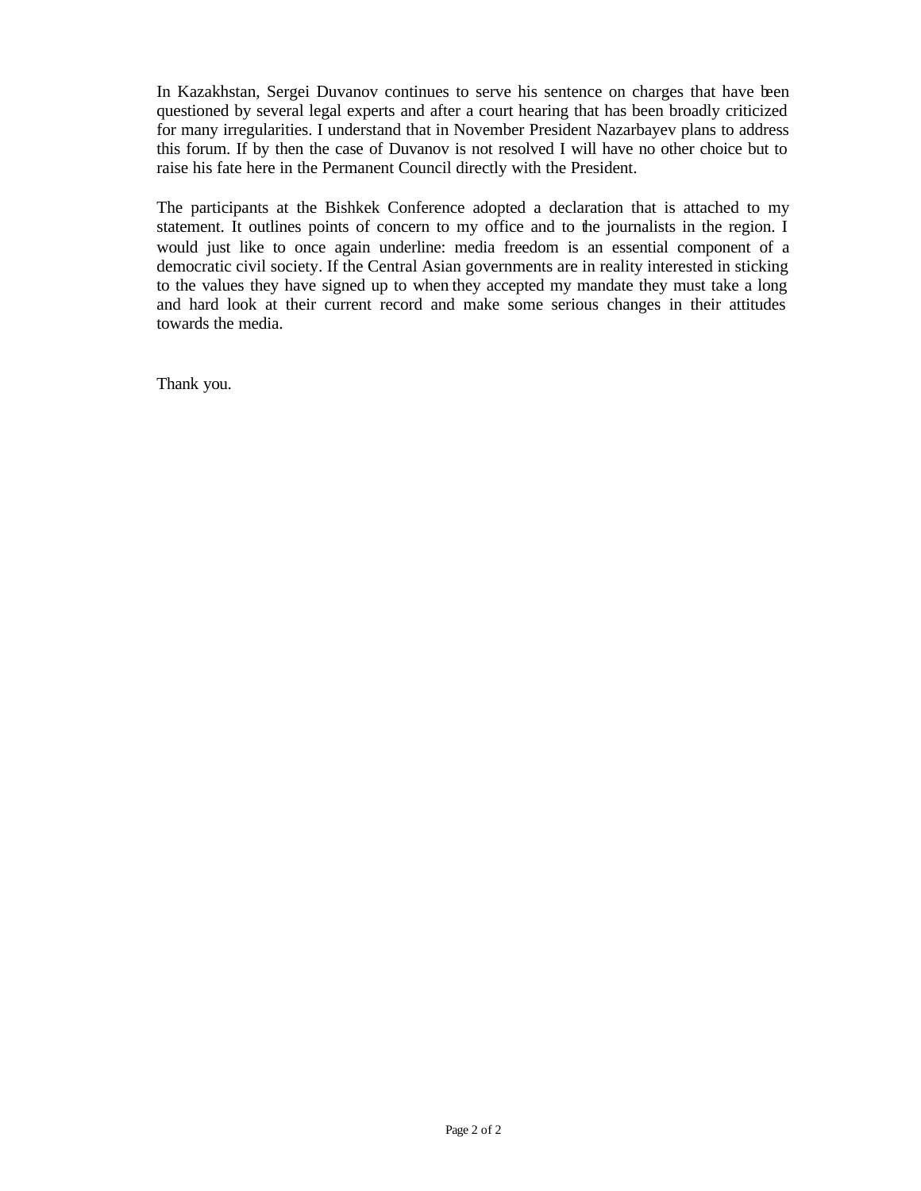In Kazakhstan, Sergei Duvanov continues to serve his sentence on charges that have been questioned by several legal experts and after a court hearing that has been broadly criticized for many irregularities. I understand that in November President Nazarbayev plans to address this forum. If by then the case of Duvanov is not resolved I will have no other choice but to raise his fate here in the Permanent Council directly with the President.

The participants at the Bishkek Conference adopted a declaration that is attached to my statement. It outlines points of concern to my office and to the journalists in the region. I would just like to once again underline: media freedom is an essential component of a democratic civil society. If the Central Asian governments are in reality interested in sticking to the values they have signed up to when they accepted my mandate they must take a long and hard look at their current record and make some serious changes in their attitudes towards the media.

Thank you.